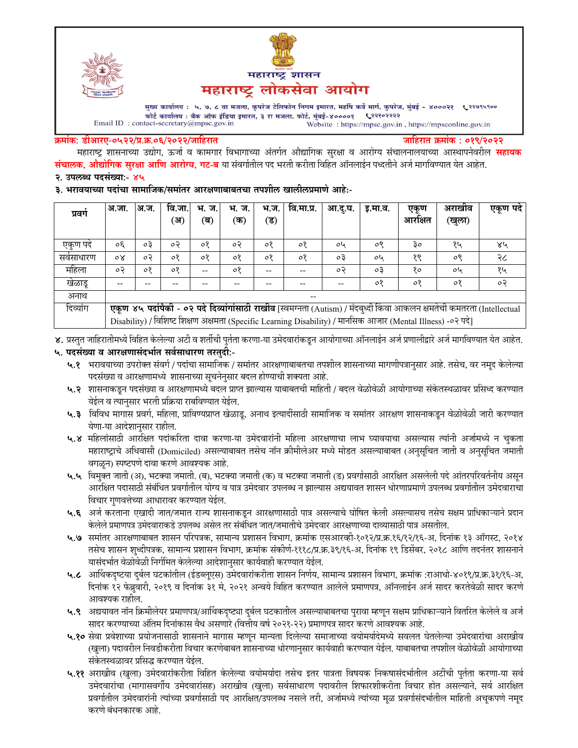# महाराष्ट्र शासन
# महाराष्ट्र लोकसेवा आयोग

मुख्य कार्यालय : ५, ७, ८ वा मजला, कुपरेज टेलिफोन निगम इमारत, महर्षि कर्वे मार्ग, कुपरेज, मुंबई - ४०००२१ ☎२२७९५९००
फोर्ट कार्यालय : बँक ऑफ इंडिया इमारत, ३ रा मजला, फोर्ट, मुंबई-४००००१ ☎२२१०२२२२
Email ID : contact-secretary@mpsc.gov.in
Website : https://mpsc.gov.in , https://mpsconline.gov.in

**क्रमांक: डीआरए-०५२२/प्र.क्र.०६/२०२२/जाहिरात** **जाहिरात क्रमांक : ०१९/२०२२**

महाराष्ट्र शासनाच्या उद्योग, ऊर्जा व कामगार विभागाच्या अंतर्गत औद्यागिक सुरक्षा व आरोग्य संचालनालयाच्या आस्थापनेवरील **सहायक संचालक, औद्योगिक सुरक्षा आणि आरोग्य, गट-ब** या संवर्गातील पद भरती करीता विहित ऑनलाईन पध्दतीने अर्ज मागविण्यात येत आहेत.

**२. उपलब्ध पदसंख्या:- ४५**

**३. भरावयाच्या पदांचा सामाजिक/समांतर आरक्षणाबाबतचा तपशील खालीलप्रमाणे आहे:-**

| प्रवर्ग | अ.जा. | अ.ज. | वि.जा. (अ) | भ. ज. (ब) | भ. ज. (क) | भ.ज. (ड) | वि.मा.प्र. | आ.दु.घ. | इ.मा.व. | एकूण आरक्षित | अराखीव (खुला) | एकूण पदे |
|---|---|---|---|---|---|---|---|---|---|---|---|---|
| एकुण पदे | ०६ | ०३ | ०२ | ०१ | ०२ | ०१ | ०१ | ०५ | ०९ | ३० | १५ | ४५ |
| सर्वसाधारण | ०४ | ०२ | ०१ | ०१ | ०१ | ०१ | ०१ | ०३ | ०५ | १९ | ०९ | २८ |
| महिला | ०२ | ०१ | ०१ | -- | ०१ | -- | -- | ०२ | ०३ | १० | ०५ | १५ |
| खेळाडू | -- | -- | -- | -- | -- | -- | -- | -- | ०१ | ०१ | ०१ | ०२ |
| अनाथ | -- | | | | | | | | | | | |
| दिव्यांग | **एकूण ४५ पदांपैकी - ०२ पदे दिव्यांगांसाठी राखीव** [स्वमग्नता (Autism) / मंदबुध्दी किंवा आकलन क्षमतेची कमतरता (Intellectual Disability) / विशिष्ट शिक्षण अक्षमता (Specific Learning Disability) / मानसिक आजार (Mental Illness) -०२ पदे] | | | | | | | | | | | |

**४.** प्रस्तुत जाहिरातीमध्ये विहित केलेल्या अटी व शर्तीची पुर्तता करणा-या उमेदवारांकडून आयोगाच्या ऑनलाईन अर्ज प्रणालीद्वारे अर्ज मागविण्यात येत आहेत.

**५. पदसंख्या व आरक्षणासंदर्भात सर्वसाधारण तरतुदी:-**

**५.१** भरावयाच्या उपरोक्त संवर्ग / पदांचा सामाजिक / समांतर आरक्षणाबाबतचा तपशील शासनाच्या मागणीपत्रानुसार आहे. तसेच, वर नमूद केलेल्या पदसंख्या व आरक्षणामध्ये शासनाच्या सूचनेनुसार बदल होण्याची शक्यता आहे.

**५.२** शासनाकडून पदसंख्या व आरक्षणामध्ये बदल प्राप्त झाल्यास याबाबतची माहिती / बदल वेळोवेळी आयोगाच्या संकेतस्थळावर प्रसिध्द करण्यात येईल व त्यानुसार भरती प्रक्रिया राबविण्यात येईल.

**५.३** विविध मागास प्रवर्ग, महिला, प्राविण्यप्राप्त खेळाडू, अनाथ इत्यादींसाठी सामाजिक व समांतर आरक्षण शासनाकडून वेळोवेळी जारी करण्यात येणा-या आदेशानुसार राहील.

**५.४** महिलांसाठी आरक्षित पदांकरिता दावा करणा-या उमेदवारांनी महिला आरक्षणाचा लाभ घ्यावयाचा असल्यास त्यांनी अर्जामध्ये न चुकता महाराष्ट्राचे अधिवासी (Domiciled) असल्याबाबत तसेच नॉन क्रीमीलेअर मध्ये मोडत असल्याबाबत (अनुसूचित जाती व अनुसूचित जमाती वगळून) स्पष्टपणे दावा करणे आवश्यक आहे.

**५.५** विमुक्त जाती (अ), भटक्या जमाती. (ब), भटक्या जमाती (क) व भटक्या जमाती (ड) प्रवर्गासाठी आरक्षित असलेली पदे आंतरपरिवर्तनीय असून आरक्षित पदासाठी संबंधित प्रवर्गातील योग्य व पात्र उमेदवार उपलब्ध न झाल्यास अद्ययावत शासन धोरणाप्रमाणे उपलब्ध प्रवर्गातील उमेदवाराचा विचार गुणवत्तेच्या आधारावर करण्यात येईल.

**५.६** अर्ज करताना एखादी जात/जमात राज्य शासनाकडून आरक्षणासाठी पात्र असल्याचे घोषित केली असल्यासच तसेच सक्षम प्राधिकाऱ्याने प्रदान केलेले प्रमाणपत्र उमेदवाराकडे उपलब्ध असेल तर संबंधित जात/जमातीचे उमेदवार आरक्षणाच्या दाव्यासाठी पात्र असतील.

**५.७** समांतर आरक्षणाबाबत शासन परिपत्रक, सामान्य प्रशासन विभाग, क्रमांक एसआरव्ही-१०१२/प्र.क्र.१६/१२/१६-अ, दिनांक १३ ऑगस्ट, २०१४ तसेच शासन शुध्दीपत्रक, सामान्य प्रशासन विभाग, क्रमांक संकीर्ण-१११८/प्र.क्र.३९/१६-अ, दिनांक १९ डिसेंबर, २०१८ आणि तदनंतर शासनाने यासंदर्भात वेळोवेळी निर्गमित केलेल्या आदेशानुसार कार्यवाही करण्यात येईल.

**५.८** आर्थिकदृष्टया दुर्बल घटकांतील (ईडब्लूएस) उमेदवारांकरीता शासन निर्णय, सामान्य प्रशासन विभाग, क्रमांक :राआधो-४०१९/प्र.क्र.३१/१६-अ, दिनांक १२ फेब्रुवारी, २०१९ व दिनांक ३१ मे, २०२१ अन्वये विहित करण्यात आलेले प्रमाणपत्र, ऑनलाईन अर्ज सादर करतेवेळी सादर करणे आवश्यक राहील.

**५.९** अद्ययावत नॉन क्रिमीलेयर प्रमाणपत्र/आर्थिकदृष्ट्या दुर्बल घटकातील असल्याबाबतचा पुरावा म्हणून सक्षम प्राधिकाऱ्याने वितरित केलेले व अर्ज सादर करण्याच्या अंतिम दिनांकास वैध असणारे (वित्तीय वर्ष २०२१-२२) प्रमाणपत्र सादर करणे आवश्यक आहे.

**५.१०** सेवा प्रवेशाच्या प्रयोजनासाठी शासनाने मागास म्हणून मान्यता दिलेल्या समाजाच्या वयोमर्यादेमध्ये सवलत घेतलेल्या उमेदवारांचा अराखीव (खुला) पदावरील निवडीकरीता विचार करणेबाबत शासनाच्या धोरणानुसार कार्यवाही करण्यात येईल. याबाबतचा तपशील वेळोवेळी आयोगाच्या संकेतस्थळावर प्रसिद्ध करण्यात येईल.

**५.११** अराखीव (खुला) उमेदवारांकरीता विहित केलेल्या वयोमर्यादा तसेच इतर पात्रता विषयक निकषासंदर्भातील अटींची पुर्तता करणा-या सर्व उमेदवारांचा (मागासवर्गीय उमेदवारांसह) अराखीव (खुला) सर्वसाधारण पदावरील शिफारशीकरीता विचार होत असल्याने, सर्व आरक्षित प्रवर्गातील उमेदवारांनी त्यांच्या प्रवर्गासाठी पद आरक्षित/उपलब्ध नसले तरी, अर्जामध्ये त्यांच्या मूळ प्रवर्गासंदर्भातील माहिती अचूकपणे नमूद करणे बंधनकारक आहे.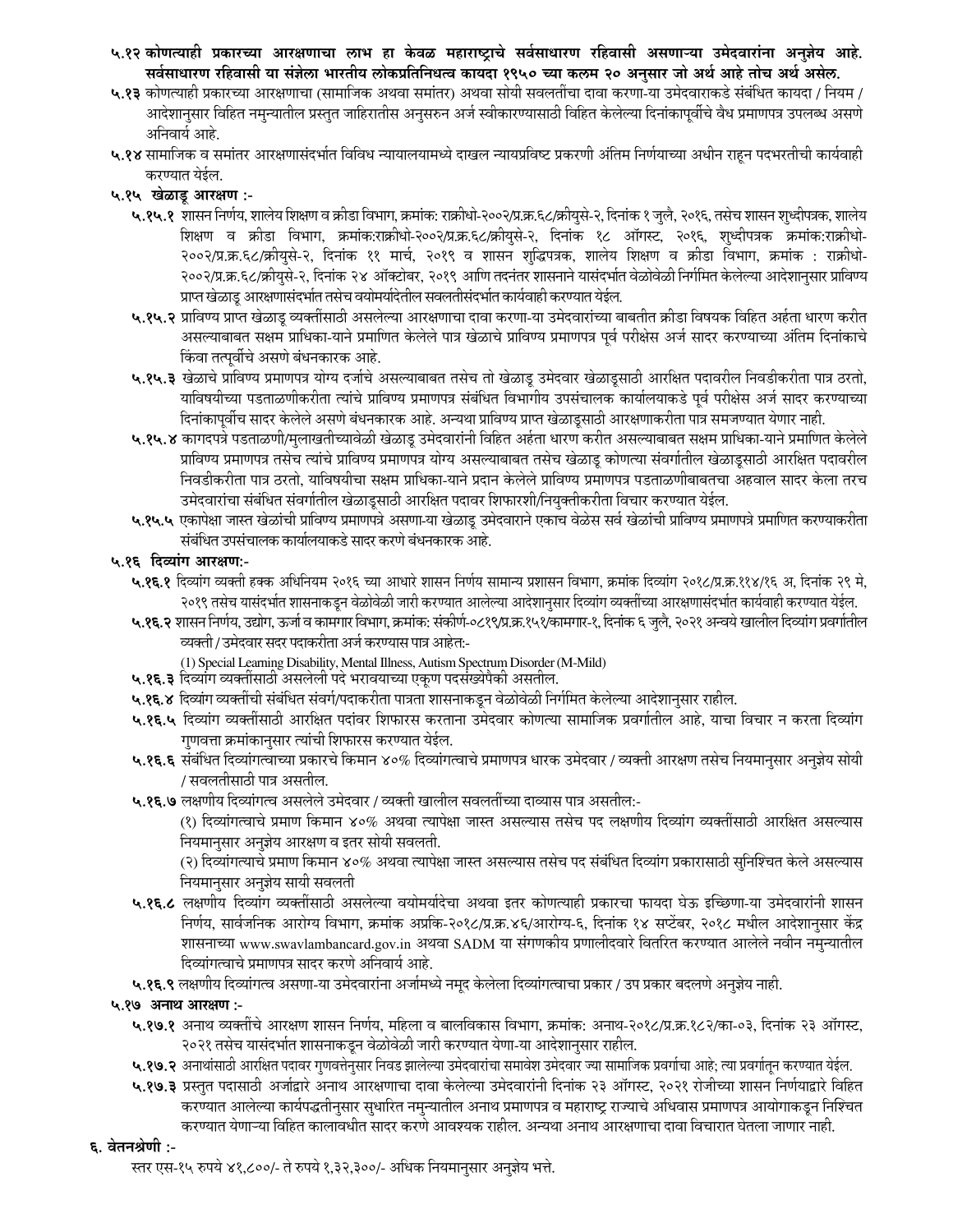**५.१२ कोणत्याही प्रकारच्या आरक्षणाचा लाभ हा केवळ महाराष्ट्राचे सर्वसाधारण रहिवासी असणाऱ्या उमेदवारांना अनुज्ञेय आहे. सर्वसाधारण रहिवासी या संज्ञेला भारतीय लोकप्रतिनिधत्व कायदा १९५० च्या कलम २० अनुसार जो अर्थ आहे तोच अर्थ असेल.**

**५.१३** कोणत्याही प्रकारच्या आरक्षणाचा (सामाजिक अथवा समांतर) अथवा सोयी सवलतींचा दावा करणा-या उमेदवाराकडे संबंधित कायदा / नियम / आदेशानुसार विहित नमुन्यातील प्रस्तुत जाहिरातीस अनुसरुन अर्ज स्वीकारण्यासाठी विहित केलेल्या दिनांकापूर्वीचे वैध प्रमाणपत्र उपलब्ध असणे अनिवार्य आहे.

**५.१४** सामाजिक व समांतर आरक्षणासंदर्भात विविध न्यायालयामध्ये दाखल न्यायप्रविष्ट प्रकरणी अंतिम निर्णयाच्या अधीन राहून पदभरतीची कार्यवाही करण्यात येईल.

**५.१५ खेळाडू आरक्षण :-**

**५.१५.१** शासन निर्णय, शालेय शिक्षण व क्रीडा विभाग, क्रमांक: राक्रीधो-२००२/प्र.क्र.६८/क्रीयुसे-२, दिनांक १ जुलै, २०१६, तसेच शासन शुध्दीपत्रक, शालेय शिक्षण व क्रीडा विभाग, क्रमांक:राक्रीधो-२००२/प्र.क्र.६८/क्रीयुसे-२, दिनांक १८ ऑगस्ट, २०१६, शुध्दीपत्रक क्रमांक:राक्रीधो-२००२/प्र.क्र.६८/क्रीयुसे-२, दिनांक ११ मार्च, २०१९ व शासन शुद्धिपत्रक, शालेय शिक्षण व क्रीडा विभाग, क्रमांक : राक्रीधो-२००२/प्र.क्र.६८/क्रीयुसे-२, दिनांक २४ ऑक्टोबर, २०१९ आणि तदनंतर शासनाने यासंदर्भात वेळोवेळी निर्गमित केलेल्या आदेशानुसार प्राविण्य प्राप्त खेळाडू आरक्षणासंदर्भात तसेच वयोमर्यादेतील सवलतीसंदर्भात कार्यवाही करण्यात येईल.

**५.१५.२** प्राविण्य प्राप्त खेळाडू व्यक्तींसाठी असलेल्या आरक्षणाचा दावा करणा-या उमेदवारांच्या बाबतीत क्रीडा विषयक विहित अर्हता धारण करीत असल्याबाबत सक्षम प्राधिका-याने प्रमाणित केलेले पात्र खेळाचे प्राविण्य प्रमाणपत्र पूर्व परीक्षेस अर्ज सादर करण्याच्या अंतिम दिनांकाचे किंवा तत्पूर्वीचे असणे बंधनकारक आहे.

**५.१५.३** खेळाचे प्राविण्य प्रमाणपत्र योग्य दर्जाचे असल्याबाबत तसेच तो खेळाडू उमेदवार खेळाडूसाठी आरक्षित पदावरील निवडीकरीता पात्र ठरतो, याविषयीच्या पडताळणीकरीता त्यांचे प्राविण्य प्रमाणपत्र संबंधित विभागीय उपसंचालक कार्यालयाकडे पूर्व परीक्षेस अर्ज सादर करण्याच्या दिनांकापूर्वीच सादर केलेले असणे बंधनकारक आहे. अन्यथा प्राविण्य प्राप्त खेळाडूसाठी आरक्षणाकरीता पात्र समजण्यात येणार नाही.

**५.१५.४** कागदपत्रे पडताळणी/मुलाखतीच्यावेळी खेळाडू उमेदवारांनी विहित अर्हता धारण करीत असल्याबाबत सक्षम प्राधिका-याने प्रमाणित केलेले प्राविण्य प्रमाणपत्र तसेच त्यांचे प्राविण्य प्रमाणपत्र योग्य असल्याबाबत तसेच खेळाडू कोणत्या संवर्गातील खेळाडूसाठी आरक्षित पदावरील निवडीकरीता पात्र ठरतो, याविषयीचा सक्षम प्राधिका-याने प्रदान केलेले प्राविण्य प्रमाणपत्र पडताळणीबाबतचा अहवाल सादर केला तरच उमेदवारांचा संबंधित संवर्गातील खेळाडूसाठी आरक्षित पदावर शिफारशी/नियुक्तीकरीता विचार करण्यात येईल.

**५.१५.५** एकापेक्षा जास्त खेळांची प्राविण्य प्रमाणपत्रे असणा-या खेळाडू उमेदवाराने एकाच वेळेस सर्व खेळांची प्राविण्य प्रमाणपत्रे प्रमाणित करण्याकरीता संबंधित उपसंचालक कार्यालयाकडे सादर करणे बंधनकारक आहे.

**५.१६ दिव्यांग आरक्षण:-**

**५.१६.१** दिव्यांग व्यक्ती हक्क अधिनियम २०१६ च्या आधारे शासन निर्णय सामान्य प्रशासन विभाग, क्रमांक दिव्यांग २०१८/प्र.क्र.११४/१६ अ, दिनांक २९ मे, २०१९ तसेच यासंदर्भात शासनाकडून वेळोवेळी जारी करण्यात आलेल्या आदेशानुसार दिव्यांग व्यक्तींच्या आरक्षणासंदर्भात कार्यवाही करण्यात येईल.

**५.१६.२** शासन निर्णय, उद्योग, ऊर्जा व कामगार विभाग, क्रमांक: संकीर्ण-०८१९/प्र.क्र.१५१/कामगार-१, दिनांक ६ जुलै, २०२१ अन्वये खालील दिव्यांग प्रवर्गातील व्यक्ती / उमेदवार सदर पदाकरीता अर्ज करण्यास पात्र आहेत:-

(1) Special Learning Disability, Mental Illness, Autism Spectrum Disorder (M-Mild)

**५.१६.३** दिव्यांग व्यक्तींसाठी असलेली पदे भरावयाच्या एकूण पदसंख्येपैकी असतील.

**५.१६.४** दिव्यांग व्यक्तींची संबंधित संवर्ग/पदाकरीता पात्रता शासनाकडून वेळोवेळी निर्गमित केलेल्या आदेशानुसार राहील.

**५.१६.५** दिव्यांग व्यक्तींसाठी आरक्षित पदांवर शिफारस करताना उमेदवार कोणत्या सामाजिक प्रवर्गातील आहे, याचा विचार न करता दिव्यांग गुणवत्ता क्रमांकानुसार त्यांची शिफारस करण्यात येईल.

**५.१६.६** संबंधित दिव्यांगत्वाच्या प्रकारचे किमान ४०% दिव्यांगत्वाचे प्रमाणपत्र धारक उमेदवार / व्यक्ती आरक्षण तसेच नियमानुसार अनुज्ञेय सोयी / सवलतीसाठी पात्र असतील.

**५.१६.७** लक्षणीय दिव्यांगत्व असलेले उमेदवार / व्यक्ती खालील सवलतींच्या दाव्यास पात्र असतील:-

(१) दिव्यांगत्वाचे प्रमाण किमान ४०% अथवा त्यापेक्षा जास्त असल्यास तसेच पद लक्षणीय दिव्यांग व्यक्तींसाठी आरक्षित असल्यास नियमानुसार अनुज्ञेय आरक्षण व इतर सोयी सवलती.

(२) दिव्यांगत्याचे प्रमाण किमान ४०% अथवा त्यापेक्षा जास्त असल्यास तसेच पद संबंधित दिव्यांग प्रकारासाठी सुनिश्चित केले असल्यास नियमानुसार अनुज्ञेय सायी सवलती

**५.१६.८** लक्षणीय दिव्यांग व्यक्तींसाठी असलेल्या वयोमर्यादेचा अथवा इतर कोणत्याही प्रकारचा फायदा घेऊ इच्छिणा-या उमेदवारांनी शासन निर्णय, सार्वजनिक आरोग्य विभाग, क्रमांक अप्रकि-२०१८/प्र.क्र.४६/आरोग्य-६, दिनांक १४ सप्टेंबर, २०१८ मधील आदेशानुसार केंद्र शासनाच्या www.swavlambancard.gov.in अथवा SADM या संगणकीय प्रणालीदवारे वितरित करण्यात आलेले नवीन नमुन्यातील दिव्यांगत्वाचे प्रमाणपत्र सादर करणे अनिवार्य आहे.

**५.१६.९** लक्षणीय दिव्यांगत्व असणा-या उमेदवारांना अर्जामध्ये नमूद केलेला दिव्यांगत्वाचा प्रकार / उप प्रकार बदलणे अनुज्ञेय नाही.

**५.१७ अनाथ आरक्षण :-**

**५.१७.१** अनाथ व्यक्तींचे आरक्षण शासन निर्णय, महिला व बालविकास विभाग, क्रमांक: अनाथ-२०१८/प्र.क्र.१८२/का-०३, दिनांक २३ ऑगस्ट, २०२१ तसेच यासंदर्भात शासनाकडून वेळोवेळी जारी करण्यात येणा-या आदेशानुसार राहील.

**५.१७.२** अनाथांसाठी आरक्षित पदावर गुणवत्तेनुसार निवड झालेल्या उमेदवारांचा समावेश उमेदवार ज्या सामाजिक प्रवर्गाचा आहे; त्या प्रवर्गातून करण्यात येईल.

**५.१७.३** प्रस्तुत पदासाठी अर्जाद्वारे अनाथ आरक्षणाचा दावा केलेल्या उमेदवारांनी दिनांक २३ ऑगस्ट, २०२१ रोजीच्या शासन निर्णयाद्वारे विहित करण्यात आलेल्या कार्यपद्धतीनुसार सुधारित नमुन्यातील अनाथ प्रमाणपत्र व महाराष्ट्र राज्याचे अधिवास प्रमाणपत्र आयोगाकडून निश्चित करण्यात येणाऱ्या विहित कालावधीत सादर करणे आवश्यक राहील. अन्यथा अनाथ आरक्षणाचा दावा विचारात घेतला जाणार नाही.

**६. वेतनश्रेणी :-**

स्तर एस-१५ रुपये ४१,८००/- ते रुपये १,३२,३००/- अधिक नियमानुसार अनुज्ञेय भत्ते.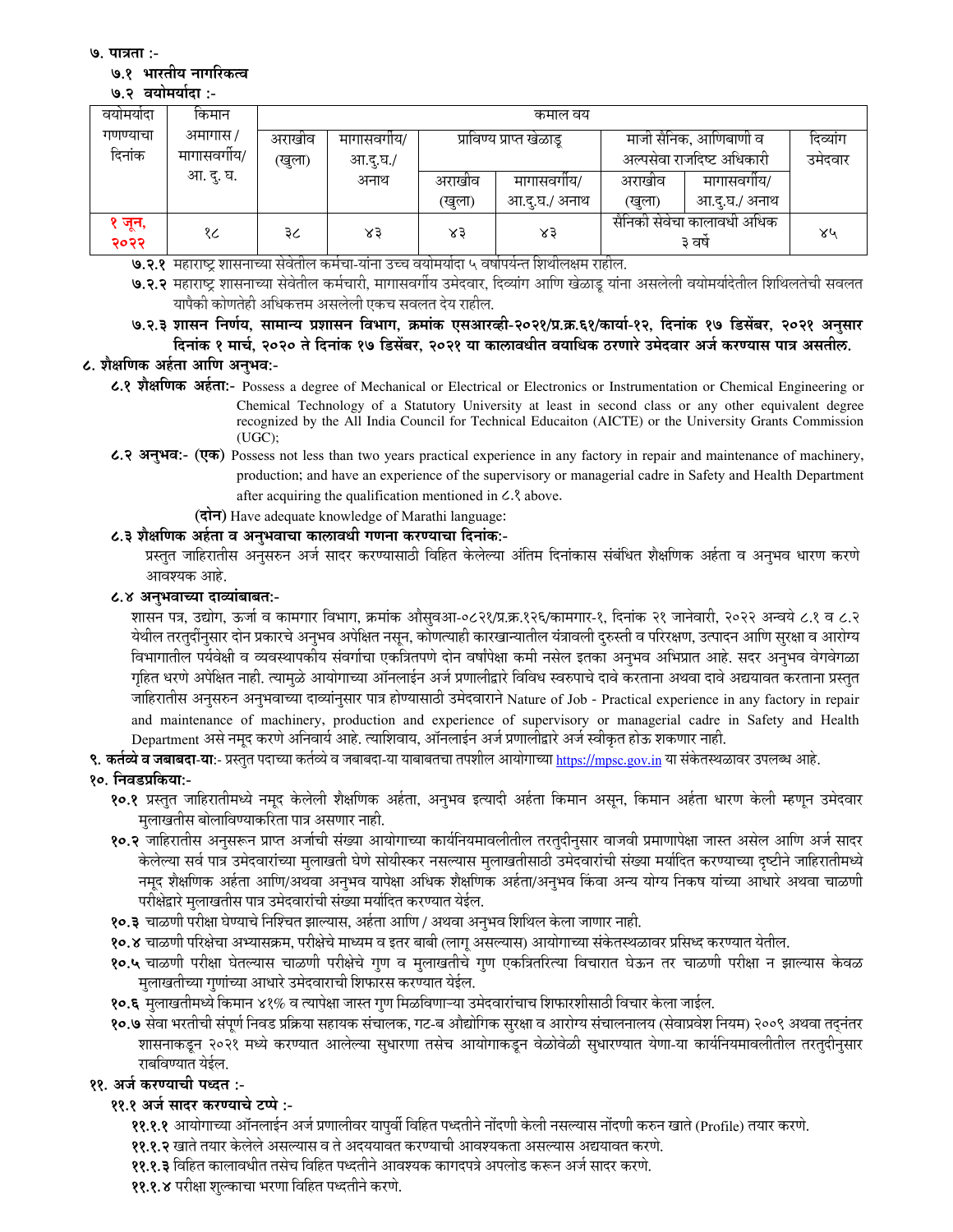**७. पात्रता :-**

**७.१ भारतीय नागरिकत्व**

**७.२ वयोमर्यादा :-**

| वयोमर्यादा गणण्याचा दिनांक | किमान अमागास / मागासवर्गीय/ आ. दु. घ. | कमाल वय | | | | | | |
|---|---|---|---|---|---|---|---|---|
| | | अराखीव (खुला) | मागासवर्गीय/ आ.दु.घ./ अनाथ | प्राविण्य प्राप्त खेळाडू | | माजी सैनिक, आणिबाणी व अल्पसेवा राजदिष्ट अधिकारी | | दिव्यांग उमेदवार |
| | | | | अराखीव (खुला) | मागासवर्गीय/ आ.दु.घ./ अनाथ | अराखीव (खुला) | मागासवर्गीय/ आ.दु.घ./ अनाथ | |
| १ जून, २०२२ | १८ | ३८ | ४३ | ४३ | ४३ | सैनिकी सेवेचा कालावधी अधिक ३ वर्षे | | ४५ |

**७.२.१** महाराष्ट्र शासनाच्या सेवेतील कर्मचा-यांना उच्च वयोमर्यादा ५ वर्षापर्यन्त शिथीलक्षम राहील.

**७.२.२** महाराष्ट्र शासनाच्या सेवेतील कर्मचारी, मागासवर्गीय उमेदवार, दिव्यांग आणि खेळाडू यांना असलेली वयोमर्यादेतील शिथिलतेची सवलत यापैकी कोणतेही अधिकत्तम असलेली एकच सवलत देय राहील.

**७.२.३ शासन निर्णय, सामान्य प्रशासन विभाग, क्रमांक एसआरव्ही-२०२१/प्र.क्र.६१/कार्या-१२, दिनांक १७ डिसेंबर, २०२१ अनुसार दिनांक १ मार्च, २०२० ते दिनांक १७ डिसेंबर, २०२१ या कालावधीत वयाधिक ठरणारे उमेदवार अर्ज करण्यास पात्र असतील.**

**८. शैक्षणिक अर्हता आणि अनुभव:-**

**८.१ शैक्षणिक अर्हता:-** Possess a degree of Mechanical or Electrical or Electronics or Instrumentation or Chemical Engineering or Chemical Technology of a Statutory University at least in second class or any other equivalent degree recognized by the All India Council for Technical Educaiton (AICTE) or the University Grants Commission (UGC);

**८.२ अनुभव:- (एक)** Possess not less than two years practical experience in any factory in repair and maintenance of machinery, production; and have an experience of the supervisory or managerial cadre in Safety and Health Department after acquiring the qualification mentioned in ८.१ above.

**(दोन)** Have adequate knowledge of Marathi language:

**८.३ शैक्षणिक अर्हता व अनुभवाचा कालावधी गणना करण्याचा दिनांक:-**

प्रस्तुत जाहिरातीस अनुसरुन अर्ज सादर करण्यासाठी विहित केलेल्या अंतिम दिनांकास संबंधित शैक्षणिक अर्हता व अनुभव धारण करणे आवश्यक आहे.

**८.४ अनुभवाच्या दाव्यांबाबत:-**

शासन पत्र, उद्योग, ऊर्जा व कामगार विभाग, क्रमांक औसुवआ-०८२१/प्र.क्र.१२६/कामगार-१, दिनांक २१ जानेवारी, २०२२ अन्वये ८.१ व ८.२ येथील तरतुदींनुसार दोन प्रकारचे अनुभव अपेक्षित नसून, कोणत्याही कारखान्यातील यंत्रावली दुरुस्ती व परिरक्षण, उत्पादन आणि सुरक्षा व आरोग्य विभागातील पर्यवेक्षी व व्यवस्थापकीय संवर्गाचा एकत्रितपणे दोन वर्षांपेक्षा कमी नसेल इतका अनुभव अभिप्रात आहे. सदर अनुभव वेगवेगळा गृहित धरणे अपेक्षित नाही. त्यामुळे आयोगाच्या ऑनलाईन अर्ज प्रणालीद्वारे विविध स्वरुपाचे दावे करताना अथवा दावे अद्ययावत करताना प्रस्तुत जाहिरातीस अनुसरुन अनुभवाच्या दाव्यांनुसार पात्र होण्यासाठी उमेदवाराने Nature of Job - Practical experience in any factory in repair and maintenance of machinery, production and experience of supervisory or managerial cadre in Safety and Health Department असे नमूद करणे अनिवार्य आहे. त्याशिवाय, ऑनलाईन अर्ज प्रणालीद्वारे अर्ज स्वीकृत होऊ शकणार नाही.

**९. कर्तव्ये व जबाबदा-या**:- प्रस्तुत पदाच्या कर्तव्ये व जबाबदा-या याबाबतचा तपशील आयोगाच्या https://mpsc.gov.in या संकेतस्थळावर उपलब्ध आहे.

**१०. निवडप्रकिया:-**

**१०.१** प्रस्तुत जाहिरातीमध्ये नमूद केलेली शैक्षणिक अर्हता, अनुभव इत्यादी अर्हता किमान असून, किमान अर्हता धारण केली म्हणून उमेदवार मुलाखतीस बोलाविण्याकरिता पात्र असणार नाही.

**१०.२** जाहिरातीस अनुसरून प्राप्त अर्जाची संख्या आयोगाच्या कार्यनियमावलीतील तरतुदीनुसार वाजवी प्रमाणापेक्षा जास्त असेल आणि अर्ज सादर केलेल्या सर्व पात्र उमेदवारांच्या मुलाखती घेणे सोयीस्कर नसल्यास मुलाखतीसाठी उमेदवारांची संख्या मर्यादित करण्याच्या दृष्टीने जाहिरातीमध्ये नमूद शैक्षणिक अर्हता आणि/अथवा अनुभव यापेक्षा अधिक शैक्षणिक अर्हता/अनुभव किंवा अन्य योग्य निकष यांच्या आधारे अथवा चाळणी परीक्षेद्वारे मुलाखतीस पात्र उमेदवारांची संख्या मर्यादित करण्यात येईल.

**१०.३** चाळणी परीक्षा घेण्याचे निश्चित झाल्यास, अर्हता आणि / अथवा अनुभव शिथिल केला जाणार नाही.

**१०.४** चाळणी परिक्षेचा अभ्यासक्रम, परीक्षेचे माध्यम व इतर बाबी (लागू असल्यास) आयोगाच्या संकेतस्थळावर प्रसिध्द करण्यात येतील.

**१०.५** चाळणी परीक्षा घेतल्यास चाळणी परीक्षेचे गुण व मुलाखतीचे गुण एकत्रितरित्या विचारात घेऊन तर चाळणी परीक्षा न झाल्यास केवळ मुलाखतीच्या गुणांच्या आधारे उमेदवाराची शिफारस करण्यात येईल.

**१०.६** मुलाखतीमध्ये किमान ४१% व त्यापेक्षा जास्त गुण मिळविणा-या उमेदवारांचाच शिफारशीसाठी विचार केला जाईल.

**१०.७** सेवा भरतीची संपूर्ण निवड प्रक्रिया सहायक संचालक, गट-ब औद्योगिक सुरक्षा व आरोग्य संचालनालय (सेवाप्रवेश नियम) २००९ अथवा तद्नंतर शासनाकडून २०२१ मध्ये करण्यात आलेल्या सुधारणा तसेच आयोगाकडून वेळोवेळी सुधारण्यात येणा-या कार्यनियमावलीतील तरतुदीनुसार राबविण्यात येईल.

**११. अर्ज करण्याची पध्दत :-**

**११.१ अर्ज सादर करण्याचे टप्पे :-**

**११.१.१** आयोगाच्या ऑनलाईन अर्ज प्रणालीवर यापुर्वी विहित पध्दतीने नोंदणी केली नसल्यास नोंदणी करुन खाते (Profile) तयार करणे.

**११.१.२** खाते तयार केलेले असल्यास व ते अदययावत करण्याची आवश्यकता असल्यास अद्ययावत करणे.

**११.१.३** विहित कालावधीत तसेच विहित पध्दतीने आवश्यक कागदपत्रे अपलोड करून अर्ज सादर करणे.

**११.१.४** परीक्षा शुल्काचा भरणा विहित पध्दतीने करणे.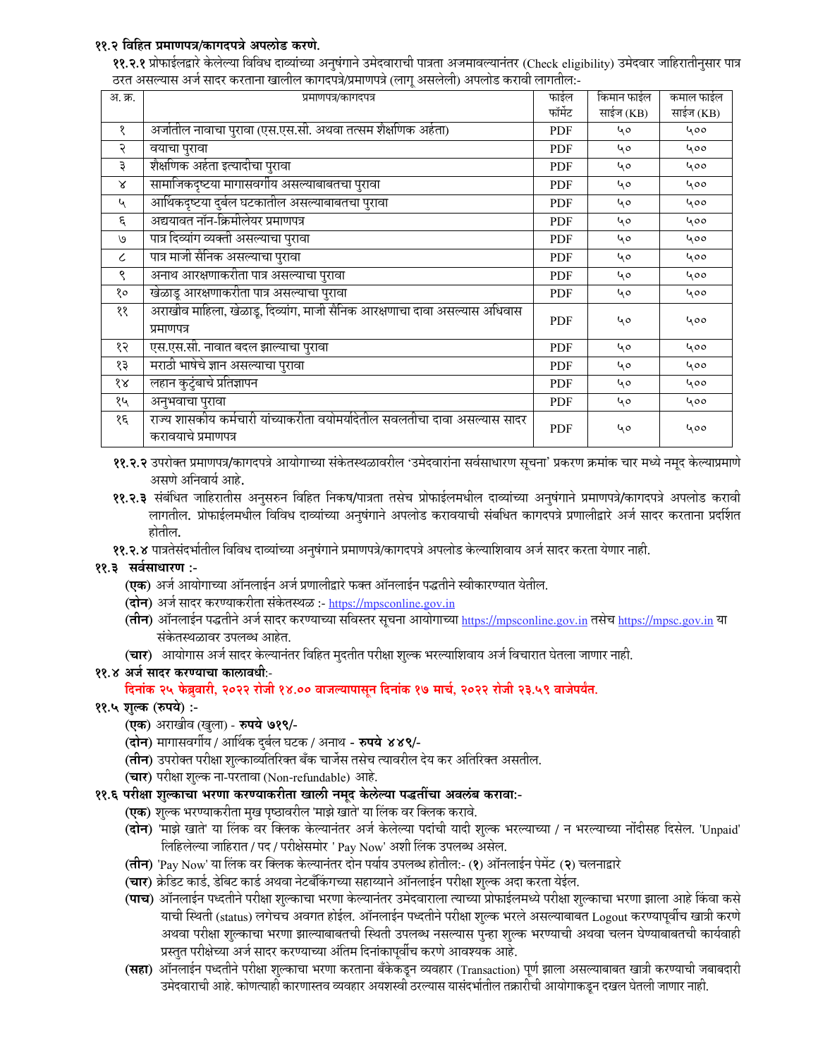**११.२ विहित प्रमाणपत्र/कागदपत्रे अपलोड करणे.**

**११.२.१** प्रोफाईलद्वारे केलेल्या विविध दाव्यांच्या अनुषंगाने उमेदवाराची पात्रता अजमावल्यानंतर (Check eligibility) उमेदवार जाहिरातीनुसार पात्र ठरत असल्यास अर्ज सादर करताना खालील कागदपत्रे/प्रमाणपत्रे (लागू असलेली) अपलोड करावी लागतील:-

| अ. क्र. | प्रमाणपत्र/कागदपत्र | फाईल फॉर्मेट | किमान फाईल साईज (KB) | कमाल फाईल साईज (KB) |
|---|---|---|---|---|
| १ | अर्जातील नावाचा पुरावा (एस.एस.सी. अथवा तत्सम शैक्षणिक अर्हता) | PDF | ५० | ५०० |
| २ | वयाचा पुरावा | PDF | ५० | ५०० |
| ३ | शैक्षणिक अर्हता इत्यादीचा पुरावा | PDF | ५० | ५०० |
| ४ | सामाजिकदृष्ट्या मागासवर्गीय असल्याबाबतचा पुरावा | PDF | ५० | ५०० |
| ५ | आर्थिकदृष्ट्या दुर्बल घटकातील असल्याबाबतचा पुरावा | PDF | ५० | ५०० |
| ६ | अद्ययावत नॉन-क्रिमीलेयर प्रमाणपत्र | PDF | ५० | ५०० |
| ७ | पात्र दिव्यांग व्यक्ती असल्याचा पुरावा | PDF | ५० | ५०० |
| ८ | पात्र माजी सैनिक असल्याचा पुरावा | PDF | ५० | ५०० |
| ९ | अनाथ आरक्षणाकरीता पात्र असल्याचा पुरावा | PDF | ५० | ५०० |
| १० | खेळाडू आरक्षणाकरीता पात्र असल्याचा पुरावा | PDF | ५० | ५०० |
| ११ | अराखीव महिला, खेळाडू, दिव्यांग, माजी सैनिक आरक्षणाचा दावा असल्यास अधिवास प्रमाणपत्र | PDF | ५० | ५०० |
| १२ | एस.एस.सी. नावात बदल झाल्याचा पुरावा | PDF | ५० | ५०० |
| १३ | मराठी भाषेचे ज्ञान असल्याचा पुरावा | PDF | ५० | ५०० |
| १४ | लहान कुटुंबाचे प्रतिज्ञापन | PDF | ५० | ५०० |
| १५ | अनुभवाचा पुरावा | PDF | ५० | ५०० |
| १६ | राज्य शासकीय कर्मचारी यांच्याकरीता वयोमर्यादेतील सवलतीचा दावा असल्यास सादर करावयाचे प्रमाणपत्र | PDF | ५० | ५०० |

**११.२.२** उपरोक्त प्रमाणपत्र/कागदपत्रे आयोगाच्या संकेतस्थळावरील 'उमेदवारांना सर्वसाधारण सूचना' प्रकरण क्रमांक चार मध्ये नमूद केल्याप्रमाणे असणे अनिवार्य आहे.

**११.२.३** संबंधित जाहिरातीस अनुसरुन विहित निकष/पात्रता तसेच प्रोफाईलमधील दाव्यांच्या अनुषंगाने प्रमाणपत्रे/कागदपत्रे अपलोड करावी लागतील. प्रोफाईलमधील विविध दाव्यांच्या अनुषंगाने अपलोड करावयाची संबंधित कागदपत्रे प्रणालीद्वारे अर्ज सादर करताना प्रदर्शित होतील.

**११.२.४** पात्रतेसंदर्भातील विविध दाव्यांच्या अनुषंगाने प्रमाणपत्रे/कागदपत्रे अपलोड केल्याशिवाय अर्ज सादर करता येणार नाही.

**११.३ सर्वसाधारण :-**

**(एक)** अर्ज आयोगाच्या ऑनलाईन अर्ज प्रणालीद्वारे फक्त ऑनलाईन पद्धतीने स्वीकारण्यात येतील.

**(दोन)** अर्ज सादर करण्याकरीता संकेतस्थळ :- https://mpsconline.gov.in

**(तीन)** ऑनलाईन पद्धतीने अर्ज सादर करण्याच्या सविस्तर सूचना आयोगाच्या https://mpsconline.gov.in तसेच https://mpsc.gov.in या संकेतस्थळावर उपलब्ध आहेत.

**(चार)** आयोगास अर्ज सादर केल्यानंतर विहित मुदतीत परीक्षा शुल्क भरल्याशिवाय अर्ज विचारात घेतला जाणार नाही.

**११.४ अर्ज सादर करण्याचा कालावधी**:-

**दिनांक २५ फेब्रुवारी, २०२२ रोजी १४.०० वाजल्यापासून दिनांक १७ मार्च, २०२२ रोजी २३.५९ वाजेपर्यंत.**

**११.५ शुल्क (रुपये) :-**

**(एक)** अराखीव (खुला) - **रुपये ७१९/-**

**(दोन)** मागासवर्गीय / आर्थिक दुर्बल घटक / अनाथ - **रुपये ४४९/-**

**(तीन)** उपरोक्त परीक्षा शुल्काव्यतिरिक्त बँक चार्जेस तसेच त्यावरील देय कर अतिरिक्त असतील.

**(चार)** परीक्षा शुल्क ना-परतावा (Non-refundable) आहे.

**११.६ परीक्षा शुल्काचा भरणा करण्याकरीता खाली नमूद केलेल्या पद्धतींचा अवलंब करावा:-**

**(एक)** शुल्क भरण्याकरीता मुख पृष्ठावरील 'माझे खाते' या लिंक वर क्लिक करावे.

**(दोन)** 'माझे खाते' या लिंक वर क्लिक केल्यानंतर अर्ज केलेल्या पदांची यादी शुल्क भरल्याच्या / न भरल्याच्या नोंदीसह दिसेल. 'Unpaid' लिहिलेल्या जाहिरात / पद / परीक्षेसमोर ' Pay Now' अशी लिंक उपलब्ध असेल.

**(तीन)** 'Pay Now' या लिंक वर क्लिक केल्यानंतर दोन पर्याय उपलब्ध होतील:- (**१**) ऑनलाईन पेमेंट (**२**) चलनाद्वारे

**(चार)** क्रेडिट कार्ड, डेबिट कार्ड अथवा नेटबँकिंगच्या सहाय्याने ऑनलाईन परीक्षा शुल्क अदा करता येईल.

**(पाच)** ऑनलाईन पध्दतीने परीक्षा शुल्काचा भरणा केल्यानंतर उमेदवाराला त्याच्या प्रोफाईलमध्ये परीक्षा शुल्काचा भरणा झाला आहे किंवा कसे याची स्थिती (status) लगेचच अवगत होईल. ऑनलाईन पध्दतीने परीक्षा शुल्क भरले असल्याबाबत Logout करण्यापूर्वीच खात्री करणे अथवा परीक्षा शुल्काचा भरणा झाल्याबाबतची स्थिती उपलब्ध नसल्यास पुन्हा शुल्क भरण्याची अथवा चलन घेण्याबाबतची कार्यवाही प्रस्तुत परीक्षेच्या अर्ज सादर करण्याच्या अंतिम दिनांकापूर्वीच करणे आवश्यक आहे.

**(सहा)** ऑनलाईन पध्दतीने परीक्षा शुल्काचा भरणा करताना बँकेकडून व्यवहार (Transaction) पूर्ण झाला असल्याबाबत खात्री करण्याची जबाबदारी उमेदवाराची आहे. कोणत्याही कारणास्तव व्यवहार अयशस्वी ठरल्यास यासंदर्भातील तक्रारींची आयोगाकडून दखल घेतली जाणार नाही.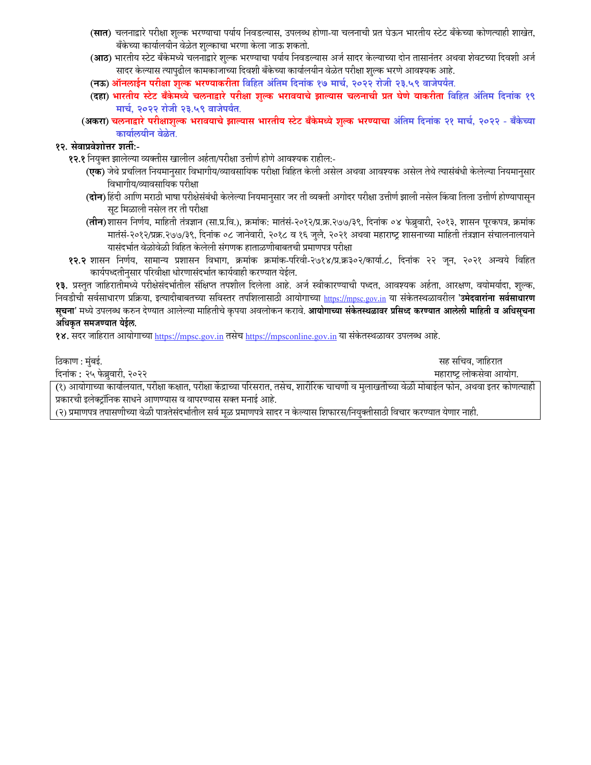**(सात)** चलनाद्वारे परीक्षा शुल्क भरण्याचा पर्याय निवडल्यास, उपलब्ध होणा-या चलनाची प्रत घेऊन भारतीय स्टेट बँकेच्या कोणत्याही शाखेत, बँकेच्या कार्यालयीन वेळेत शुल्काचा भरणा केला जाऊ शकतो.

**(आठ)** भारतीय स्टेट बँकेमध्ये चलनाद्वारे शुल्क भरण्याचा पर्याय निवडल्यास अर्ज सादर केल्याच्या दोन तासानंतर अथवा शेवटच्या दिवशी अर्ज सादर केल्यास त्यापुढील कामकाजाच्या दिवशी बँकेच्या कार्यालयीन वेळेत परीक्षा शुल्क भरणे आवश्यक आहे.

**(नऊ) ऑनलाईन परीक्षा शुल्क भरण्याकरीता विहित अंतिम दिनांक १७ मार्च, २०२२ रोजी २३.५९ वाजेपर्यंत.**

**(दहा) भारतीय स्टेट बँकेमध्ये चलनाद्वारे परीक्षा शुल्क भरावयाचे झाल्यास चलनाची प्रत घेणे याकरीता विहित अंतिम दिनांक १९ मार्च, २०२२ रोजी २३.५९ वाजेपर्यंत.**

**(अकरा) चलनाद्वारे परीक्षाशुल्क भरावयाचे झाल्यास भारतीय स्टेट बँकेमध्ये शुल्क भरण्याचा अंतिम दिनांक २१ मार्च, २०२२ - बँकेच्या कार्यालयीन वेळेत.**

**१२. सेवाप्रवेशोत्तर शर्ती:-**

**१२.१** नियुक्त झालेल्या व्यक्तीस खालील अर्हता/परीक्षा उत्तीर्ण होणे आवश्यक राहील:-

**(एक)** जेथे प्रचलित नियमानुसार विभागीय/व्यावसायिक परीक्षा विहित केली असेल अथवा आवश्यक असेल तेथे त्यासंबंधी केलेल्या नियमानुसार विभागीय/व्यावसायिक परीक्षा

**(दोन)** हिंदी आणि मराठी भाषा परीक्षेसंबंधी केलेल्या नियमानुसार जर ती व्यक्ती अगोदर परीक्षा उत्तीर्ण झाली नसेल किंवा तिला उत्तीर्ण होण्यापासून सूट मिळाली नसेल तर ती परीक्षा

**(तीन)** शासन निर्णय, माहिती तंत्रज्ञान (सा.प्र.वि.), क्रमांक: मातंसं-२०१२/प्र.क्र.२७७/३९, दिनांक ०४ फेब्रुवारी, २०१३, शासन पूरकपत्र, क्रमांक मातंसं-२०१२/प्रक्र.२७७/३९, दिनांक ०८ जानेवारी, २०१८ व १६ जुलै, २०२१ अथवा महाराष्ट्र शासनाच्या माहिती तंत्रज्ञान संचालनालयाने यासंदर्भात वेळोवेळी विहित केलेली संगणक हाताळणीबाबतची प्रमाणपत्र परीक्षा

**१२.२** शासन निर्णय, सामान्य प्रशासन विभाग, क्रमांक क्रमांक-परिवी-२७१४/प्र.क्र३०२/कार्या.८, दिनांक २२ जून, २०२१ अन्वये विहित कार्यपध्दतीनुसार परिवीक्षा धोरणासंदर्भात कार्यवाही करण्यात येईल.

**१३.** प्रस्तुत जाहिरातीमध्ये परीक्षेसंदर्भातील संक्षिप्त तपशील दिलेला आहे. अर्ज स्वीकारण्याची पध्दत, आवश्यक अर्हता, आरक्षण, वयोमर्यादा, शुल्क, निवडीची सर्वसाधारण प्रक्रिया, इत्यादीबाबतच्या सविस्तर तपशिलासाठी आयोगाच्या https://mpsc.gov.in या संकेतस्थळावरील '**उमेदवारांना सर्वसाधारण सूचना**' मध्ये उपलब्ध करुन देण्यात आलेल्या माहितीचे कृपया अवलोकन करावे. **आयोगाच्या संकेतस्थळावर प्रसिध्द करण्यात आलेली माहिती व अधिसूचना अधिकृत समजण्यात येईल.**

**१४.** सदर जाहिरात आयोगाच्या https://mpsc.gov.in तसेच https://mpsconline.gov.in या संकेतस्थळावर उपलब्ध आहे.

ठिकाण : मुंबई.
दिनांक : २५ फेब्रुवारी, २०२२

सह सचिव, जाहिरात
महाराष्ट्र लोकसेवा आयोग.

(१) आयोगाच्या कार्यालयात, परीक्षा कक्षात, परीक्षा केंद्राच्या परिसरात, तसेच, शारीरिक चाचणी व मुलाखतीच्या वेळी मोबाईल फोन, अथवा इतर कोणत्याही प्रकारची इलेक्ट्रॉनिक साधने आणण्यास व वापरण्यास सक्त मनाई आहे.
(२) प्रमाणपत्र तपासणीच्या वेळी पात्रतेसंदर्भातील सर्व मूळ प्रमाणपत्रे सादर न केल्यास शिफारस/नियुक्तीसाठी विचार करण्यात येणार नाही.